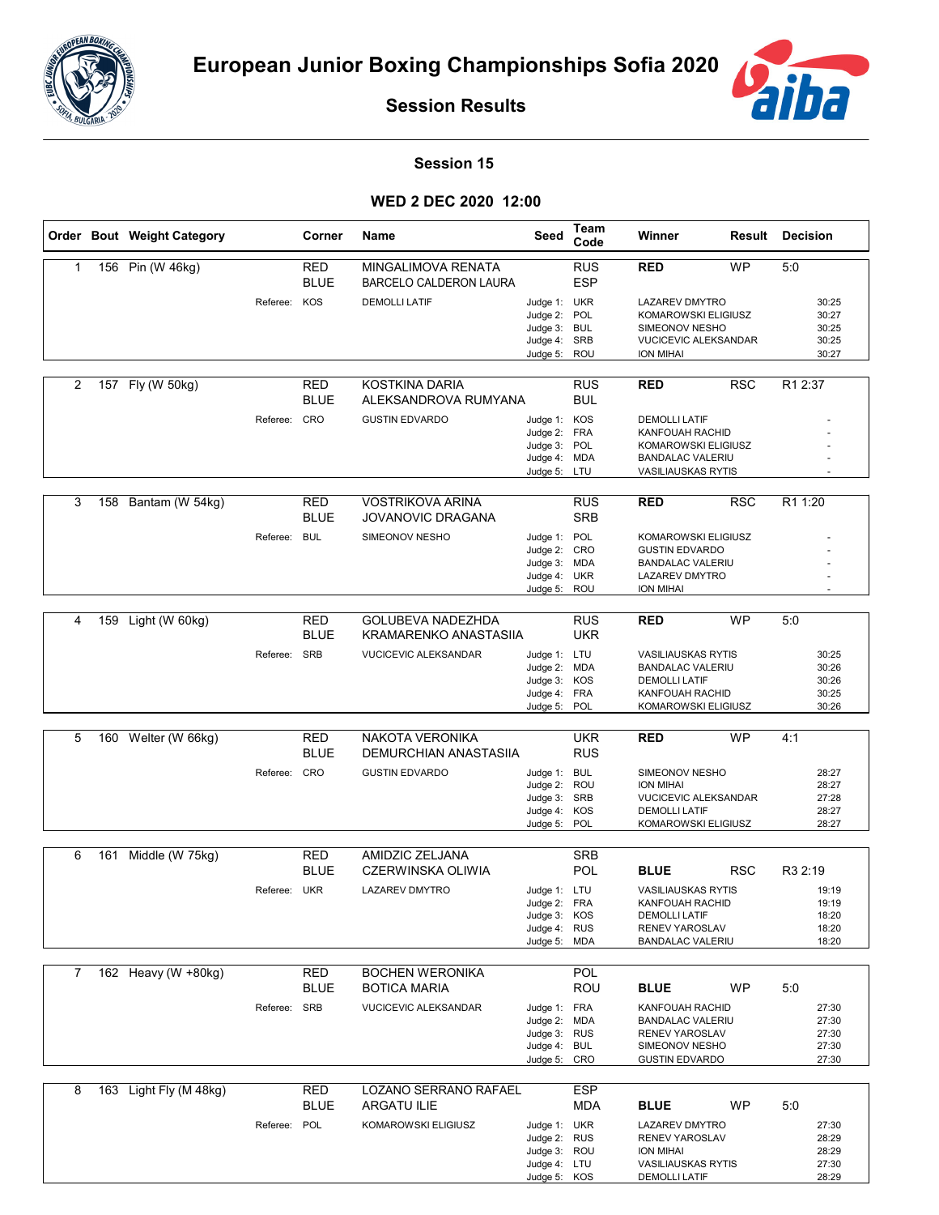# European Junior Boxing Championships Sofia 2020

## Session Results

### Session 15

### WED 2 DEC 2020 12:00

| Order | Bout | Weight Category | Corner | Name | Seed | Team Code | Winner | Result | Decision |
|---|---|---|---|---|---|---|---|---|---|
| 1 | 156 | Pin (W 46kg) | RED | MINGALIMOVA RENATA | | RUS | RED | WP | 5:0 |
| | | | BLUE | BARCELO CALDERON LAURA | | ESP | | | |
| | | Referee: | KOS | DEMOLLI LATIF | Judge 1: | UKR | LAZAREV DMYTRO | | 30:25 |
| | | | | | Judge 2: | POL | KOMAROWSKI ELIGIUSZ | | 30:27 |
| | | | | | Judge 3: | BUL | SIMEONOV NESHO | | 30:25 |
| | | | | | Judge 4: | SRB | VUCICEVIC ALEKSANDAR | | 30:25 |
| | | | | | Judge 5: | ROU | ION MIHAI | | 30:27 |
| 2 | 157 | Fly (W 50kg) | RED | KOSTKINA DARIA | | RUS | RED | RSC | R1 2:37 |
| | | | BLUE | ALEKSANDROVA RUMYANA | | BUL | | | |
| | | Referee: | CRO | GUSTIN EDVARDO | Judge 1: | KOS | DEMOLLI LATIF | | - |
| | | | | | Judge 2: | FRA | KANFOUAH RACHID | | - |
| | | | | | Judge 3: | POL | KOMAROWSKI ELIGIUSZ | | - |
| | | | | | Judge 4: | MDA | BANDALAC VALERIU | | - |
| | | | | | Judge 5: | LTU | VASILIAUSKAS RYTIS | | - |
| 3 | 158 | Bantam (W 54kg) | RED | VOSTRIKOVA ARINA | | RUS | RED | RSC | R1 1:20 |
| | | | BLUE | JOVANOVIC DRAGANA | | SRB | | | |
| | | Referee: | BUL | SIMEONOV NESHO | Judge 1: | POL | KOMAROWSKI ELIGIUSZ | | - |
| | | | | | Judge 2: | CRO | GUSTIN EDVARDO | | - |
| | | | | | Judge 3: | MDA | BANDALAC VALERIU | | - |
| | | | | | Judge 4: | UKR | LAZAREV DMYTRO | | - |
| | | | | | Judge 5: | ROU | ION MIHAI | | - |
| 4 | 159 | Light (W 60kg) | RED | GOLUBEVA NADEZHDA | | RUS | RED | WP | 5:0 |
| | | | BLUE | KRAMARENKO ANASTASIIA | | UKR | | | |
| | | Referee: | SRB | VUCICEVIC ALEKSANDAR | Judge 1: | LTU | VASILIAUSKAS RYTIS | | 30:25 |
| | | | | | Judge 2: | MDA | BANDALAC VALERIU | | 30:26 |
| | | | | | Judge 3: | KOS | DEMOLLI LATIF | | 30:26 |
| | | | | | Judge 4: | FRA | KANFOUAH RACHID | | 30:25 |
| | | | | | Judge 5: | POL | KOMAROWSKI ELIGIUSZ | | 30:26 |
| 5 | 160 | Welter (W 66kg) | RED | NAKOTA VERONIKA | | UKR | RED | WP | 4:1 |
| | | | BLUE | DEMURCHIAN ANASTASIIA | | RUS | | | |
| | | Referee: | CRO | GUSTIN EDVARDO | Judge 1: | BUL | SIMEONOV NESHO | | 28:27 |
| | | | | | Judge 2: | ROU | ION MIHAI | | 28:27 |
| | | | | | Judge 3: | SRB | VUCICEVIC ALEKSANDAR | | 27:28 |
| | | | | | Judge 4: | KOS | DEMOLLI LATIF | | 28:27 |
| | | | | | Judge 5: | POL | KOMAROWSKI ELIGIUSZ | | 28:27 |
| 6 | 161 | Middle (W 75kg) | RED | AMIDZIC ZELJANA | | SRB | | | |
| | | | BLUE | CZERWINSKA OLIWIA | | POL | BLUE | RSC | R3 2:19 |
| | | Referee: | UKR | LAZAREV DMYTRO | Judge 1: | LTU | VASILIAUSKAS RYTIS | | 19:19 |
| | | | | | Judge 2: | FRA | KANFOUAH RACHID | | 19:19 |
| | | | | | Judge 3: | KOS | DEMOLLI LATIF | | 18:20 |
| | | | | | Judge 4: | RUS | RENEV YAROSLAV | | 18:20 |
| | | | | | Judge 5: | MDA | BANDALAC VALERIU | | 18:20 |
| 7 | 162 | Heavy (W +80kg) | RED | BOCHEN WERONIKA | | POL | | | |
| | | | BLUE | BOTICA MARIA | | ROU | BLUE | WP | 5:0 |
| | | Referee: | SRB | VUCICEVIC ALEKSANDAR | Judge 1: | FRA | KANFOUAH RACHID | | 27:30 |
| | | | | | Judge 2: | MDA | BANDALAC VALERIU | | 27:30 |
| | | | | | Judge 3: | RUS | RENEV YAROSLAV | | 27:30 |
| | | | | | Judge 4: | BUL | SIMEONOV NESHO | | 27:30 |
| | | | | | Judge 5: | CRO | GUSTIN EDVARDO | | 27:30 |
| 8 | 163 | Light Fly (M 48kg) | RED | LOZANO SERRANO RAFAEL | | ESP | | | |
| | | | BLUE | ARGATU ILIE | | MDA | BLUE | WP | 5:0 |
| | | Referee: | POL | KOMAROWSKI ELIGIUSZ | Judge 1: | UKR | LAZAREV DMYTRO | | 27:30 |
| | | | | | Judge 2: | RUS | RENEV YAROSLAV | | 28:29 |
| | | | | | Judge 3: | ROU | ION MIHAI | | 28:29 |
| | | | | | Judge 4: | LTU | VASILIAUSKAS RYTIS | | 27:30 |
| | | | | | Judge 5: | KOS | DEMOLLI LATIF | | 28:29 |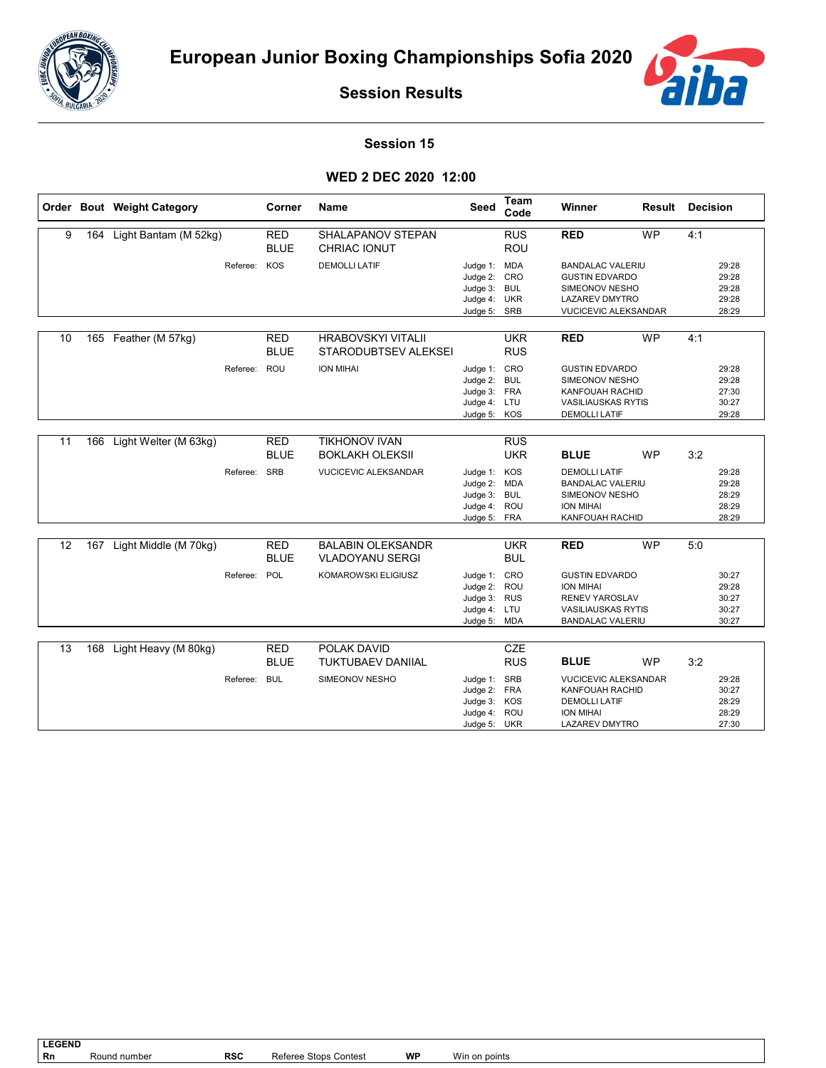# European Junior Boxing Championships Sofia 2020

## Session Results

### Session 15

### WED 2 DEC 2020 12:00

| Order | Bout | Weight Category | Corner | Name | Seed | Team Code | Winner | Result | Decision |
|---|---|---|---|---|---|---|---|---|---|
| 9 | 164 | Light Bantam (M 52kg) | RED | SHALAPANOV STEPAN | | RUS | **RED** | WP | 4:1 |
| | | | BLUE | CHRIAC IONUT | | ROU | | | |
| | | | Referee: KOS | DEMOLLI LATIF | Judge 1: | MDA | BANDALAC VALERIU | | 29:28 |
| | | | | | Judge 2: | CRO | GUSTIN EDVARDO | | 29:28 |
| | | | | | Judge 3: | BUL | SIMEONOV NESHO | | 29:28 |
| | | | | | Judge 4: | UKR | LAZAREV DMYTRO | | 29:28 |
| | | | | | Judge 5: | SRB | VUCICEVIC ALEKSANDAR | | 28:29 |
| 10 | 165 | Feather (M 57kg) | RED | HRABOVSKYI VITALII | | UKR | **RED** | WP | 4:1 |
| | | | BLUE | STARODUBTSEV ALEKSEI | | RUS | | | |
| | | | Referee: ROU | ION MIHAI | Judge 1: | CRO | GUSTIN EDVARDO | | 29:28 |
| | | | | | Judge 2: | BUL | SIMEONOV NESHO | | 29:28 |
| | | | | | Judge 3: | FRA | KANFOUAH RACHID | | 27:30 |
| | | | | | Judge 4: | LTU | VASILIAUSKAS RYTIS | | 30:27 |
| | | | | | Judge 5: | KOS | DEMOLLI LATIF | | 29:28 |
| 11 | 166 | Light Welter (M 63kg) | RED | TIKHONOV IVAN | | RUS | | | |
| | | | BLUE | BOKLAKH OLEKSII | | UKR | **BLUE** | WP | 3:2 |
| | | | Referee: SRB | VUCICEVIC ALEKSANDAR | Judge 1: | KOS | DEMOLLI LATIF | | 29:28 |
| | | | | | Judge 2: | MDA | BANDALAC VALERIU | | 29:28 |
| | | | | | Judge 3: | BUL | SIMEONOV NESHO | | 28:29 |
| | | | | | Judge 4: | ROU | ION MIHAI | | 28:29 |
| | | | | | Judge 5: | FRA | KANFOUAH RACHID | | 28:29 |
| 12 | 167 | Light Middle (M 70kg) | RED | BALABIN OLEKSANDR | | UKR | **RED** | WP | 5:0 |
| | | | BLUE | VLADOYANU SERGI | | BUL | | | |
| | | | Referee: POL | KOMAROWSKI ELIGIUSZ | Judge 1: | CRO | GUSTIN EDVARDO | | 30:27 |
| | | | | | Judge 2: | ROU | ION MIHAI | | 29:28 |
| | | | | | Judge 3: | RUS | RENEV YAROSLAV | | 30:27 |
| | | | | | Judge 4: | LTU | VASILIAUSKAS RYTIS | | 30:27 |
| | | | | | Judge 5: | MDA | BANDALAC VALERIU | | 30:27 |
| 13 | 168 | Light Heavy (M 80kg) | RED | POLAK DAVID | | CZE | | | |
| | | | BLUE | TUKTUBAEV DANIIAL | | RUS | **BLUE** | WP | 3:2 |
| | | | Referee: BUL | SIMEONOV NESHO | Judge 1: | SRB | VUCICEVIC ALEKSANDAR | | 29:28 |
| | | | | | Judge 2: | FRA | KANFOUAH RACHID | | 30:27 |
| | | | | | Judge 3: | KOS | DEMOLLI LATIF | | 28:29 |
| | | | | | Judge 4: | ROU | ION MIHAI | | 28:29 |
| | | | | | Judge 5: | UKR | LAZAREV DMYTRO | | 27:30 |

**LEGEND**

| | | | | | |
|---|---|---|---|---|---|
| **Rn** | Round number | **RSC** | Referee Stops Contest | **WP** | Win on points |